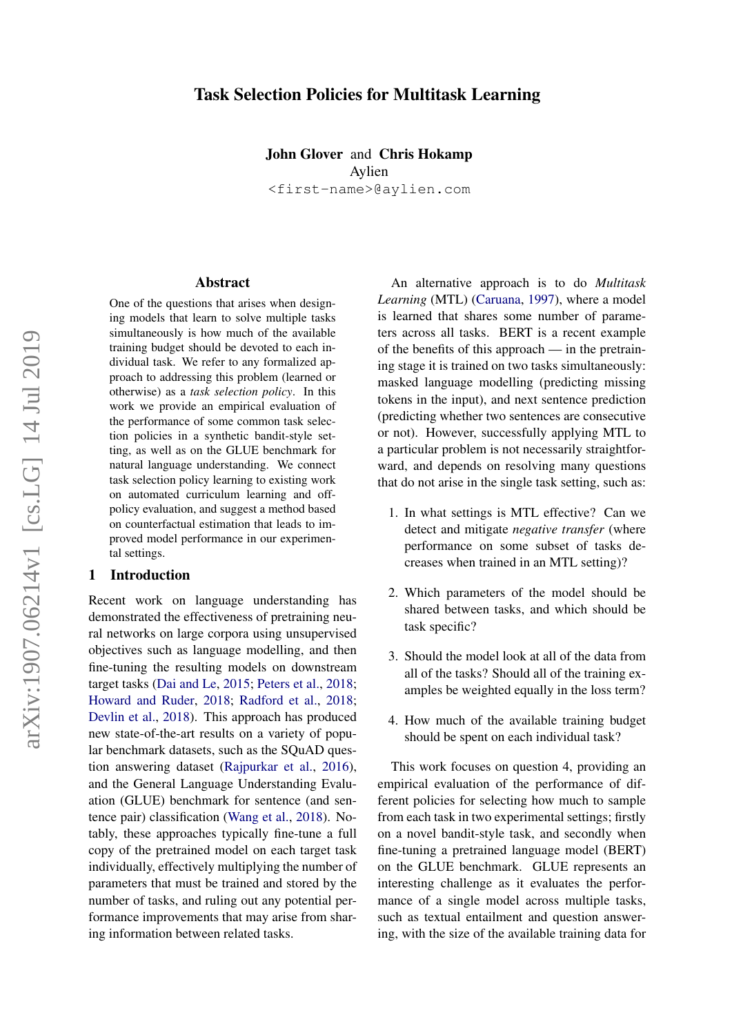# Task Selection Policies for Multitask Learning

**John Glover** and **Chris Hokamp**
Aylien
`<first-name>@aylien.com`

## Abstract

One of the questions that arises when designing models that learn to solve multiple tasks simultaneously is how much of the available training budget should be devoted to each individual task. We refer to any formalized approach to addressing this problem (learned or otherwise) as a *task selection policy*. In this work we provide an empirical evaluation of the performance of some common task selection policies in a synthetic bandit-style setting, as well as on the GLUE benchmark for natural language understanding. We connect task selection policy learning to existing work on automated curriculum learning and off-policy evaluation, and suggest a method based on counterfactual estimation that leads to improved model performance in our experimental settings.

## 1 Introduction

Recent work on language understanding has demonstrated the effectiveness of pretraining neural networks on large corpora using unsupervised objectives such as language modelling, and then fine-tuning the resulting models on downstream target tasks (Dai and Le, 2015; Peters et al., 2018; Howard and Ruder, 2018; Radford et al., 2018; Devlin et al., 2018). This approach has produced new state-of-the-art results on a variety of popular benchmark datasets, such as the SQuAD question answering dataset (Rajpurkar et al., 2016), and the General Language Understanding Evaluation (GLUE) benchmark for sentence (and sentence pair) classification (Wang et al., 2018). Notably, these approaches typically fine-tune a full copy of the pretrained model on each target task individually, effectively multiplying the number of parameters that must be trained and stored by the number of tasks, and ruling out any potential performance improvements that may arise from sharing information between related tasks.

An alternative approach is to do *Multitask Learning* (MTL) (Caruana, 1997), where a model is learned that shares some number of parameters across all tasks. BERT is a recent example of the benefits of this approach — in the pretraining stage it is trained on two tasks simultaneously: masked language modelling (predicting missing tokens in the input), and next sentence prediction (predicting whether two sentences are consecutive or not). However, successfully applying MTL to a particular problem is not necessarily straightforward, and depends on resolving many questions that do not arise in the single task setting, such as:

1. In what settings is MTL effective? Can we detect and mitigate *negative transfer* (where performance on some subset of tasks decreases when trained in an MTL setting)?
2. Which parameters of the model should be shared between tasks, and which should be task specific?
3. Should the model look at all of the data from all of the tasks? Should all of the training examples be weighted equally in the loss term?
4. How much of the available training budget should be spent on each individual task?

This work focuses on question 4, providing an empirical evaluation of the performance of different policies for selecting how much to sample from each task in two experimental settings; firstly on a novel bandit-style task, and secondly when fine-tuning a pretrained language model (BERT) on the GLUE benchmark. GLUE represents an interesting challenge as it evaluates the performance of a single model across multiple tasks, such as textual entailment and question answering, with the size of the available training data for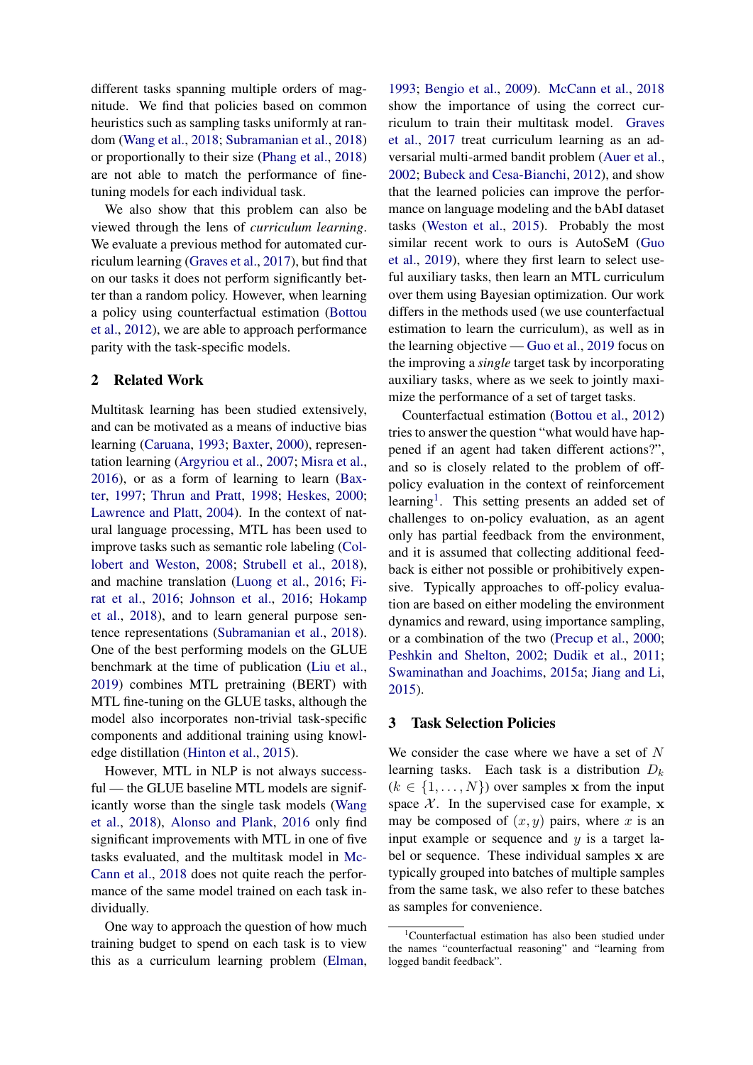different tasks spanning multiple orders of magnitude. We find that policies based on common heuristics such as sampling tasks uniformly at random (Wang et al., 2018; Subramanian et al., 2018) or proportionally to their size (Phang et al., 2018) are not able to match the performance of fine-tuning models for each individual task.

We also show that this problem can also be viewed through the lens of *curriculum learning*. We evaluate a previous method for automated curriculum learning (Graves et al., 2017), but find that on our tasks it does not perform significantly better than a random policy. However, when learning a policy using counterfactual estimation (Bottou et al., 2012), we are able to approach performance parity with the task-specific models.

## 2 Related Work

Multitask learning has been studied extensively, and can be motivated as a means of inductive bias learning (Caruana, 1993; Baxter, 2000), representation learning (Argyriou et al., 2007; Misra et al., 2016), or as a form of learning to learn (Baxter, 1997; Thrun and Pratt, 1998; Heskes, 2000; Lawrence and Platt, 2004). In the context of natural language processing, MTL has been used to improve tasks such as semantic role labeling (Collobert and Weston, 2008; Strubell et al., 2018), and machine translation (Luong et al., 2016; Firat et al., 2016; Johnson et al., 2016; Hokamp et al., 2018), and to learn general purpose sentence representations (Subramanian et al., 2018). One of the best performing models on the GLUE benchmark at the time of publication (Liu et al., 2019) combines MTL pretraining (BERT) with MTL fine-tuning on the GLUE tasks, although the model also incorporates non-trivial task-specific components and additional training using knowledge distillation (Hinton et al., 2015).

However, MTL in NLP is not always successful — the GLUE baseline MTL models are significantly worse than the single task models (Wang et al., 2018), Alonso and Plank, 2016 only find significant improvements with MTL in one of five tasks evaluated, and the multitask model in McCann et al., 2018 does not quite reach the performance of the same model trained on each task individually.

One way to approach the question of how much training budget to spend on each task is to view this as a curriculum learning problem (Elman, 1993; Bengio et al., 2009). McCann et al., 2018 show the importance of using the correct curriculum to train their multitask model. Graves et al., 2017 treat curriculum learning as an adversarial multi-armed bandit problem (Auer et al., 2002; Bubeck and Cesa-Bianchi, 2012), and show that the learned policies can improve the performance on language modeling and the bAbI dataset tasks (Weston et al., 2015). Probably the most similar recent work to ours is AutoSeM (Guo et al., 2019), where they first learn to select useful auxiliary tasks, then learn an MTL curriculum over them using Bayesian optimization. Our work differs in the methods used (we use counterfactual estimation to learn the curriculum), as well as in the learning objective — Guo et al., 2019 focus on the improving a *single* target task by incorporating auxiliary tasks, where as we seek to jointly maximize the performance of a set of target tasks.

Counterfactual estimation (Bottou et al., 2012) tries to answer the question "what would have happened if an agent had taken different actions?", and so is closely related to the problem of off-policy evaluation in the context of reinforcement learning[1]. This setting presents an added set of challenges to on-policy evaluation, as an agent only has partial feedback from the environment, and it is assumed that collecting additional feedback is either not possible or prohibitively expensive. Typically approaches to off-policy evaluation are based on either modeling the environment dynamics and reward, using importance sampling, or a combination of the two (Precup et al., 2000; Peshkin and Shelton, 2002; Dudik et al., 2011; Swaminathan and Joachims, 2015a; Jiang and Li, 2015).

## 3 Task Selection Policies

We consider the case where we have a set of $N$ learning tasks. Each task is a distribution $D_k$ ($k \in \{1, \ldots, N\}$) over samples $\mathbf{x}$ from the input space $\mathcal{X}$. In the supervised case for example, $\mathbf{x}$ may be composed of $(x, y)$ pairs, where $x$ is an input example or sequence and $y$ is a target label or sequence. These individual samples $\mathbf{x}$ are typically grouped into batches of multiple samples from the same task, we also refer to these batches as samples for convenience.

[1] Counterfactual estimation has also been studied under the names "counterfactual reasoning" and "learning from logged bandit feedback".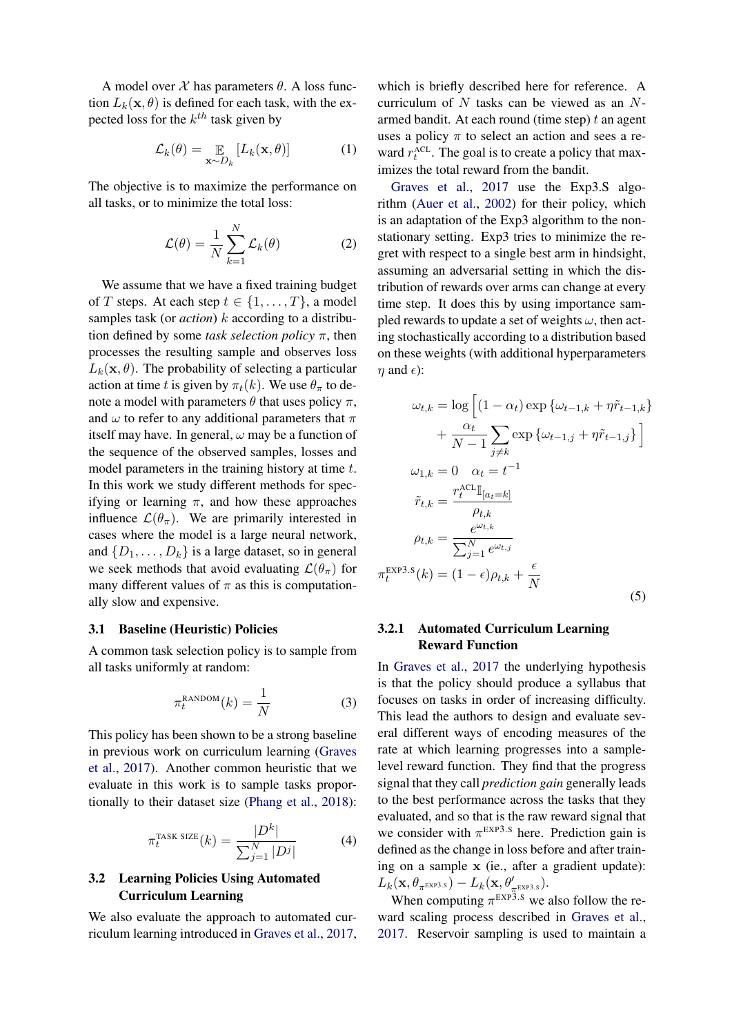A model over $\mathcal{X}$ has parameters $\theta$. A loss function $L_k(\mathbf{x}, \theta)$ is defined for each task, with the expected loss for the $k^{th}$ task given by

$$\mathcal{L}_k(\theta) = \mathop{\mathbb{E}}_{\mathbf{x} \sim D_k} [L_k(\mathbf{x}, \theta)] \tag{1}$$

The objective is to maximize the performance on all tasks, or to minimize the total loss:

$$\mathcal{L}(\theta) = \frac{1}{N} \sum_{k=1}^{N} \mathcal{L}_k(\theta) \tag{2}$$

We assume that we have a fixed training budget of $T$ steps. At each step $t \in \{1, \dots, T\}$, a model samples task (or *action*) $k$ according to a distribution defined by some *task selection policy* $\pi$, then processes the resulting sample and observes loss $L_k(\mathbf{x}, \theta)$. The probability of selecting a particular action at time $t$ is given by $\pi_t(k)$. We use $\theta_\pi$ to denote a model with parameters $\theta$ that uses policy $\pi$, and $\omega$ to refer to any additional parameters that $\pi$ itself may have. In general, $\omega$ may be a function of the sequence of the observed samples, losses and model parameters in the training history at time $t$. In this work we study different methods for specifying or learning $\pi$, and how these approaches influence $\mathcal{L}(\theta_\pi)$. We are primarily interested in cases where the model is a large neural network, and $\{D_1, \dots, D_k\}$ is a large dataset, so in general we seek methods that avoid evaluating $\mathcal{L}(\theta_\pi)$ for many different values of $\pi$ as this is computationally slow and expensive.

### 3.1 Baseline (Heuristic) Policies

A common task selection policy is to sample from all tasks uniformly at random:

$$\pi_t^{\text{RANDOM}}(k) = \frac{1}{N} \tag{3}$$

This policy has been shown to be a strong baseline in previous work on curriculum learning (Graves et al., 2017). Another common heuristic that we evaluate in this work is to sample tasks proportionally to their dataset size (Phang et al., 2018):

$$\pi_t^{\text{TASK SIZE}}(k) = \frac{|D^k|}{\sum_{j=1}^{N} |D^j|} \tag{4}$$

### 3.2 Learning Policies Using Automated Curriculum Learning

We also evaluate the approach to automated curriculum learning introduced in Graves et al., 2017, which is briefly described here for reference. A curriculum of $N$ tasks can be viewed as an $N$-armed bandit. At each round (time step) $t$ an agent uses a policy $\pi$ to select an action and sees a reward $r_t^{\text{ACL}}$. The goal is to create a policy that maximizes the total reward from the bandit.

Graves et al., 2017 use the Exp3.S algorithm (Auer et al., 2002) for their policy, which is an adaptation of the Exp3 algorithm to the non-stationary setting. Exp3 tries to minimize the regret with respect to a single best arm in hindsight, assuming an adversarial setting in which the distribution of rewards over arms can change at every time step. It does this by using importance sampled rewards to update a set of weights $\omega$, then acting stochastically according to a distribution based on these weights (with additional hyperparameters $\eta$ and $\epsilon$):

$$\begin{aligned}
\omega_{t,k} &= \log\Big[(1-\alpha_t)\exp\{\omega_{t-1,k} + \eta\tilde{r}_{t-1,k}\} \\
&\quad + \frac{\alpha_t}{N-1}\sum_{j \neq k}\exp\{\omega_{t-1,j} + \eta\tilde{r}_{t-1,j}\}\Big] \\
\omega_{1,k} &= 0 \quad \alpha_t = t^{-1} \\
\tilde{r}_{t,k} &= \frac{r_t^{\text{ACL}}\mathbb{I}_{[a_t=k]}}{\rho_{t,k}} \\
\rho_{t,k} &= \frac{e^{\omega_{t,k}}}{\sum_{j=1}^{N} e^{\omega_{t,j}}} \\
\pi_t^{\text{EXP3.S}}(k) &= (1-\epsilon)\rho_{t,k} + \frac{\epsilon}{N}
\end{aligned} \tag{5}$$

#### 3.2.1 Automated Curriculum Learning Reward Function

In Graves et al., 2017 the underlying hypothesis is that the policy should produce a syllabus that focuses on tasks in order of increasing difficulty. This lead the authors to design and evaluate several different ways of encoding measures of the rate at which learning progresses into a sample-level reward function. They find that the progress signal that they call *prediction gain* generally leads to the best performance across the tasks that they evaluated, and so that is the raw reward signal that we consider with $\pi^{\text{EXP3.S}}$ here. Prediction gain is defined as the change in loss before and after training on a sample $\mathbf{x}$ (ie., after a gradient update): $L_k(\mathbf{x}, \theta_{\pi^{\text{EXP3.S}}}) - L_k(\mathbf{x}, \theta'_{\pi^{\text{EXP3.S}}})$.

When computing $\pi^{\text{EXP3.S}}$ we also follow the reward scaling process described in Graves et al., 2017. Reservoir sampling is used to maintain a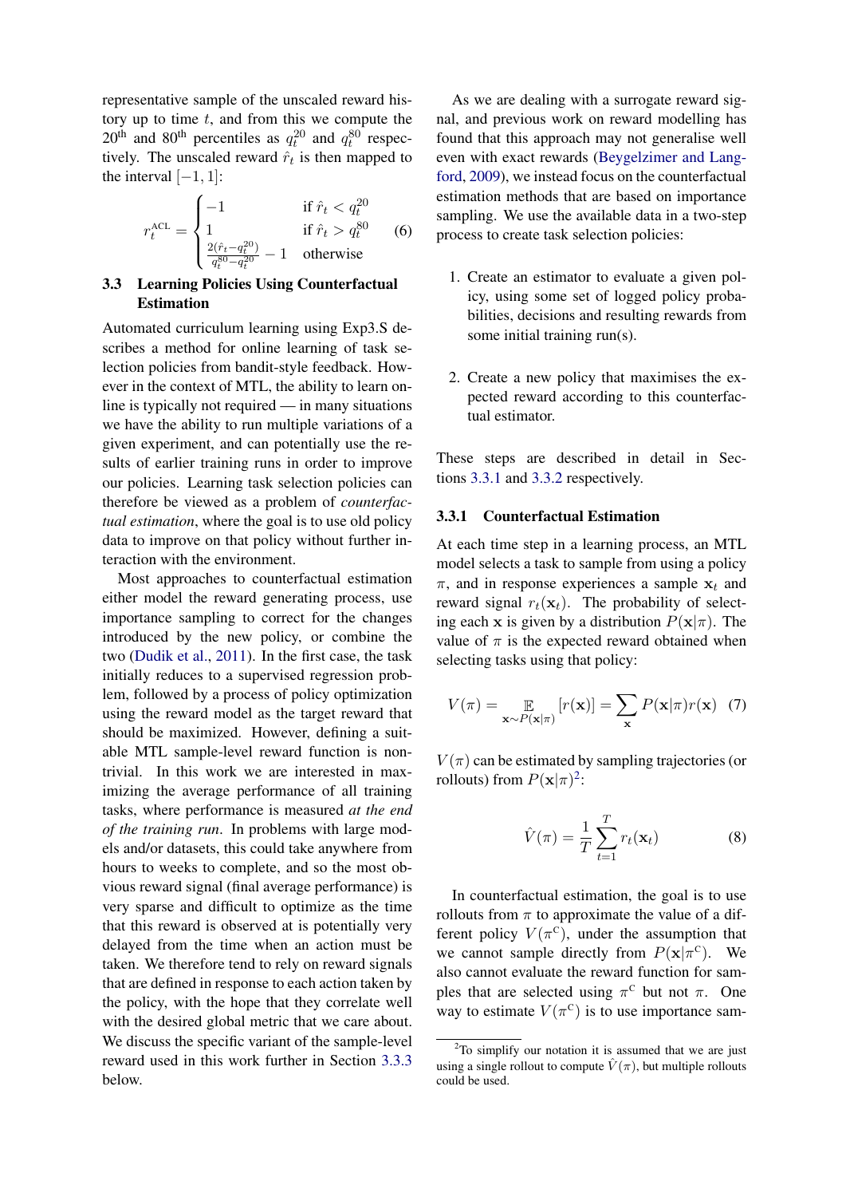representative sample of the unscaled reward history up to time $t$, and from this we compute the 20[th] and 80[th] percentiles as $q_t^{20}$ and $q_t^{80}$ respectively. The unscaled reward $\hat{r}_t$ is then mapped to the interval $[-1, 1]$:

$$r_t^{\mathrm{ACL}} = \begin{cases} -1 & \text{if } \hat{r}_t < q_t^{20} \\ 1 & \text{if } \hat{r}_t > q_t^{80} \\ \frac{2(\hat{r}_t - q_t^{20})}{q_t^{80} - q_t^{20}} - 1 & \text{otherwise} \end{cases} \quad (6)$$

### 3.3 Learning Policies Using Counterfactual Estimation

Automated curriculum learning using Exp3.S describes a method for online learning of task selection policies from bandit-style feedback. However in the context of MTL, the ability to learn online is typically not required — in many situations we have the ability to run multiple variations of a given experiment, and can potentially use the results of earlier training runs in order to improve our policies. Learning task selection policies can therefore be viewed as a problem of *counterfactual estimation*, where the goal is to use old policy data to improve on that policy without further interaction with the environment.

Most approaches to counterfactual estimation either model the reward generating process, use importance sampling to correct for the changes introduced by the new policy, or combine the two (Dudik et al., 2011). In the first case, the task initially reduces to a supervised regression problem, followed by a process of policy optimization using the reward model as the target reward that should be maximized. However, defining a suitable MTL sample-level reward function is nontrivial. In this work we are interested in maximizing the average performance of all training tasks, where performance is measured *at the end of the training run*. In problems with large models and/or datasets, this could take anywhere from hours to weeks to complete, and so the most obvious reward signal (final average performance) is very sparse and difficult to optimize as the time that this reward is observed at is potentially very delayed from the time when an action must be taken. We therefore tend to rely on reward signals that are defined in response to each action taken by the policy, with the hope that they correlate well with the desired global metric that we care about. We discuss the specific variant of the sample-level reward used in this work further in Section 3.3.3 below.

As we are dealing with a surrogate reward signal, and previous work on reward modelling has found that this approach may not generalise well even with exact rewards (Beygelzimer and Langford, 2009), we instead focus on the counterfactual estimation methods that are based on importance sampling. We use the available data in a two-step process to create task selection policies:

1. Create an estimator to evaluate a given policy, using some set of logged policy probabilities, decisions and resulting rewards from some initial training run(s).

2. Create a new policy that maximises the expected reward according to this counterfactual estimator.

These steps are described in detail in Sections 3.3.1 and 3.3.2 respectively.

#### 3.3.1 Counterfactual Estimation

At each time step in a learning process, an MTL model selects a task to sample from using a policy $\pi$, and in response experiences a sample $\mathbf{x}_t$ and reward signal $r_t(\mathbf{x}_t)$. The probability of selecting each $\mathbf{x}$ is given by a distribution $P(\mathbf{x}|\pi)$. The value of $\pi$ is the expected reward obtained when selecting tasks using that policy:

$$V(\pi) = \mathop{\mathbb{E}}_{\mathbf{x} \sim P(\mathbf{x}|\pi)}[r(\mathbf{x})] = \sum_{\mathbf{x}} P(\mathbf{x}|\pi) r(\mathbf{x}) \quad (7)$$

$V(\pi)$ can be estimated by sampling trajectories (or rollouts) from $P(\mathbf{x}|\pi)$[2]:

$$\hat{V}(\pi) = \frac{1}{T} \sum_{t=1}^{T} r_t(\mathbf{x}_t) \quad (8)$$

In counterfactual estimation, the goal is to use rollouts from $\pi$ to approximate the value of a different policy $V(\pi^{\mathrm{C}})$, under the assumption that we cannot sample directly from $P(\mathbf{x}|\pi^{\mathrm{C}})$. We also cannot evaluate the reward function for samples that are selected using $\pi^{\mathrm{C}}$ but not $\pi$. One way to estimate $V(\pi^{\mathrm{C}})$ is to use importance sam-

[2] To simplify our notation it is assumed that we are just using a single rollout to compute $\hat{V}(\pi)$, but multiple rollouts could be used.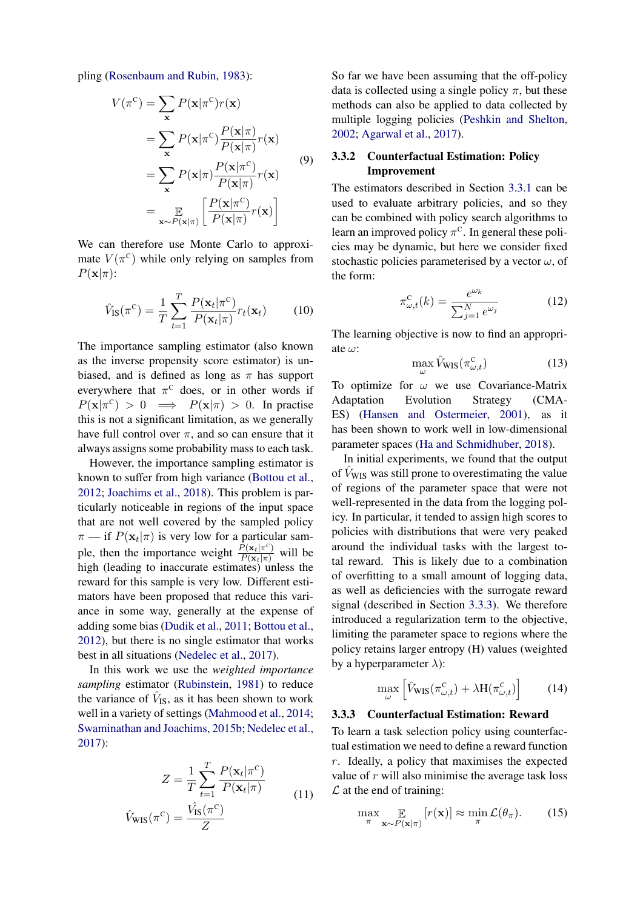pling (Rosenbaum and Rubin, 1983):

$$
\begin{aligned}
V(\pi^{\mathrm{C}}) &= \sum_{\mathbf{x}} P(\mathbf{x}|\pi^{\mathrm{C}}) r(\mathbf{x}) \\
&= \sum_{\mathbf{x}} P(\mathbf{x}|\pi^{\mathrm{C}}) \frac{P(\mathbf{x}|\pi)}{P(\mathbf{x}|\pi)} r(\mathbf{x}) \\
&= \sum_{\mathbf{x}} P(\mathbf{x}|\pi) \frac{P(\mathbf{x}|\pi^{\mathrm{C}})}{P(\mathbf{x}|\pi)} r(\mathbf{x}) \\
&= \mathop{\mathbb{E}}_{\mathbf{x} \sim P(\mathbf{x}|\pi)} \left[ \frac{P(\mathbf{x}|\pi^{\mathrm{C}})}{P(\mathbf{x}|\pi)} r(\mathbf{x}) \right]
\end{aligned} \tag{9}
$$

We can therefore use Monte Carlo to approximate $V(\pi^{\mathrm{C}})$ while only relying on samples from $P(\mathbf{x}|\pi)$:

$$
\hat{V}_{\mathrm{IS}}(\pi^{\mathrm{C}}) = \frac{1}{T} \sum_{t=1}^{T} \frac{P(\mathbf{x}_t|\pi^{\mathrm{C}})}{P(\mathbf{x}_t|\pi)} r_t(\mathbf{x}_t) \tag{10}
$$

The importance sampling estimator (also known as the inverse propensity score estimator) is unbiased, and is defined as long as $\pi$ has support everywhere that $\pi^{\mathrm{C}}$ does, or in other words if $P(\mathbf{x}|\pi^{\mathrm{C}}) > 0 \implies P(\mathbf{x}|\pi) > 0$. In practise this is not a significant limitation, as we generally have full control over $\pi$, and so can ensure that it always assigns some probability mass to each task.

However, the importance sampling estimator is known to suffer from high variance (Bottou et al., 2012; Joachims et al., 2018). This problem is particularly noticeable in regions of the input space that are not well covered by the sampled policy $\pi$ — if $P(\mathbf{x}_t|\pi)$ is very low for a particular sample, then the importance weight $\frac{P(\mathbf{x}_t|\pi^{\mathrm{C}})}{P(\mathbf{x}_t|\pi)}$ will be high (leading to inaccurate estimates) unless the reward for this sample is very low. Different estimators have been proposed that reduce this variance in some way, generally at the expense of adding some bias (Dudik et al., 2011; Bottou et al., 2012), but there is no single estimator that works best in all situations (Nedelec et al., 2017).

In this work we use the *weighted importance sampling* estimator (Rubinstein, 1981) to reduce the variance of $\hat{V}_{\mathrm{IS}}$, as it has been shown to work well in a variety of settings (Mahmood et al., 2014; Swaminathan and Joachims, 2015b; Nedelec et al., 2017):

$$
\begin{aligned}
Z &= \frac{1}{T} \sum_{t=1}^{T} \frac{P(\mathbf{x}_t|\pi^{\mathrm{C}})}{P(\mathbf{x}_t|\pi)} \\
\hat{V}_{\mathrm{WIS}}(\pi^{\mathrm{C}}) &= \frac{\hat{V}_{\mathrm{IS}}(\pi^{\mathrm{C}})}{Z}
\end{aligned} \tag{11}
$$

So far we have been assuming that the off-policy data is collected using a single policy $\pi$, but these methods can also be applied to data collected by multiple logging policies (Peshkin and Shelton, 2002; Agarwal et al., 2017).

### 3.3.2 Counterfactual Estimation: Policy Improvement

The estimators described in Section 3.3.1 can be used to evaluate arbitrary policies, and so they can be combined with policy search algorithms to learn an improved policy $\pi^{\mathrm{C}}$. In general these policies may be dynamic, but here we consider fixed stochastic policies parameterised by a vector $\omega$, of the form:

$$
\pi^{\mathrm{C}}_{\omega,t}(k) = \frac{e^{\omega_k}}{\sum_{j=1}^{N} e^{\omega_j}} \tag{12}
$$

The learning objective is now to find an appropriate $\omega$:

$$
\max_{\omega} \hat{V}_{\mathrm{WIS}}(\pi^{\mathrm{C}}_{\omega,t}) \tag{13}
$$

To optimize for $\omega$ we use Covariance-Matrix Adaptation Evolution Strategy (CMA-ES) (Hansen and Ostermeier, 2001), as it has been shown to work well in low-dimensional parameter spaces (Ha and Schmidhuber, 2018).

In initial experiments, we found that the output of $\hat{V}_{\mathrm{WIS}}$ was still prone to overestimating the value of regions of the parameter space that were not well-represented in the data from the logging policy. In particular, it tended to assign high scores to policies with distributions that were very peaked around the individual tasks with the largest total reward. This is likely due to a combination of overfitting to a small amount of logging data, as well as deficiencies with the surrogate reward signal (described in Section 3.3.3). We therefore introduced a regularization term to the objective, limiting the parameter space to regions where the policy retains larger entropy (H) values (weighted by a hyperparameter $\lambda$):

$$
\max_{\omega} \left[ \hat{V}_{\mathrm{WIS}}(\pi^{\mathrm{C}}_{\omega,t}) + \lambda \mathrm{H}(\pi^{\mathrm{C}}_{\omega,t}) \right] \tag{14}
$$

### 3.3.3 Counterfactual Estimation: Reward

To learn a task selection policy using counterfactual estimation we need to define a reward function $r$. Ideally, a policy that maximises the expected value of $r$ will also minimise the average task loss $\mathcal{L}$ at the end of training:

$$
\max_{\pi} \mathop{\mathbb{E}}_{\mathbf{x} \sim P(\mathbf{x}|\pi)} [r(\mathbf{x})] \approx \min_{\pi} \mathcal{L}(\theta_\pi). \tag{15}
$$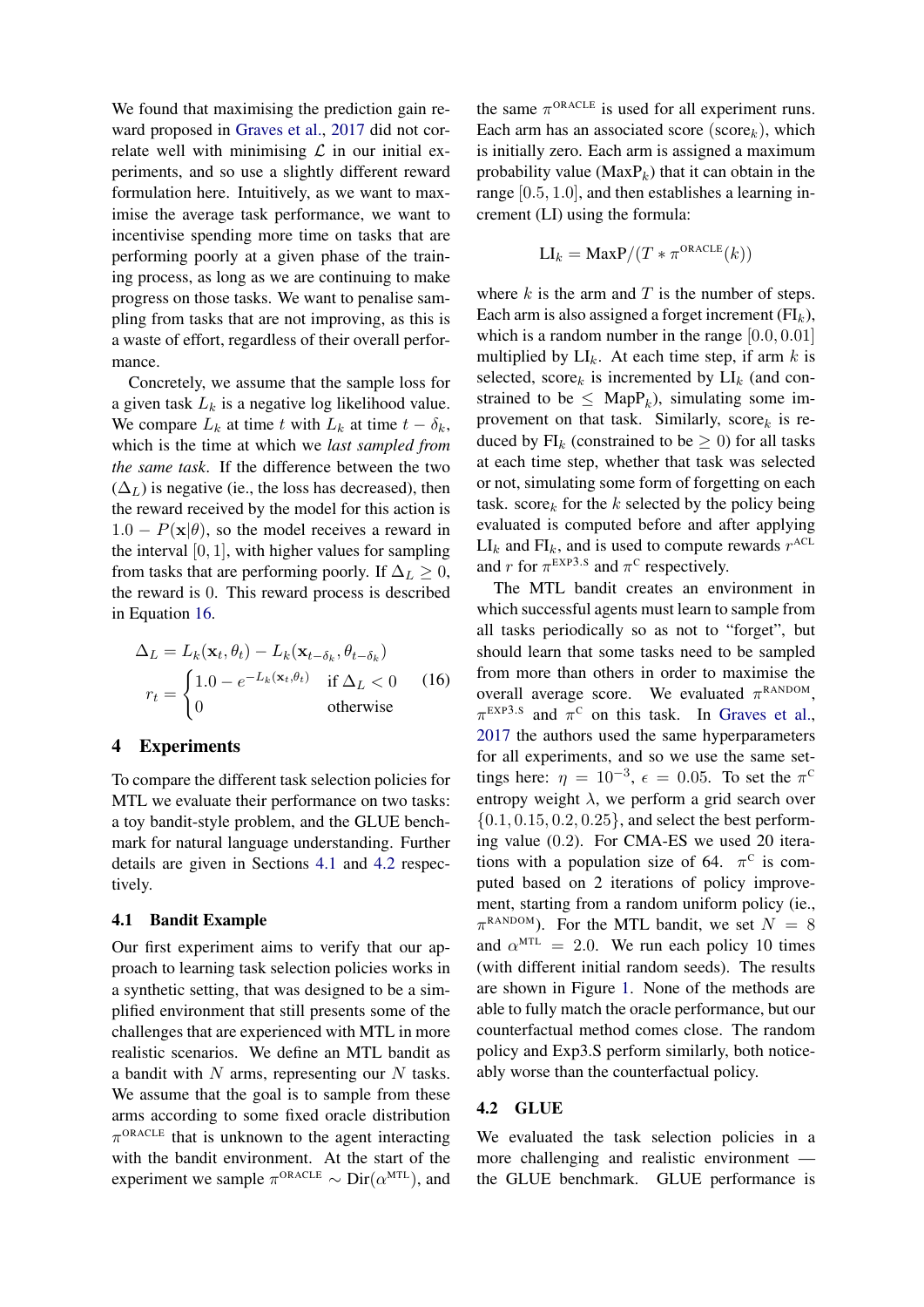We found that maximising the prediction gain reward proposed in Graves et al., 2017 did not correlate well with minimising $\mathcal{L}$ in our initial experiments, and so use a slightly different reward formulation here. Intuitively, as we want to maximise the average task performance, we want to incentivise spending more time on tasks that are performing poorly at a given phase of the training process, as long as we are continuing to make progress on those tasks. We want to penalise sampling from tasks that are not improving, as this is a waste of effort, regardless of their overall performance.

Concretely, we assume that the sample loss for a given task $L_k$ is a negative log likelihood value. We compare $L_k$ at time $t$ with $L_k$ at time $t - \delta_k$, which is the time at which we *last sampled from the same task*. If the difference between the two ($\Delta_L$) is negative (ie., the loss has decreased), then the reward received by the model for this action is $1.0 - P(\mathbf{x}|\theta)$, so the model receives a reward in the interval $[0, 1]$, with higher values for sampling from tasks that are performing poorly. If $\Delta_L \geq 0$, the reward is 0. This reward process is described in Equation 16.

$$\Delta_L = L_k(\mathbf{x}_t, \theta_t) - L_k(\mathbf{x}_{t-\delta_k}, \theta_{t-\delta_k})$$
$$r_t = \begin{cases} 1.0 - e^{-L_k(\mathbf{x}_t, \theta_t)} & \text{if } \Delta_L < 0 \\ 0 & \text{otherwise} \end{cases} \quad (16)$$

## 4 Experiments

To compare the different task selection policies for MTL we evaluate their performance on two tasks: a toy bandit-style problem, and the GLUE benchmark for natural language understanding. Further details are given in Sections 4.1 and 4.2 respectively.

### 4.1 Bandit Example

Our first experiment aims to verify that our approach to learning task selection policies works in a synthetic setting, that was designed to be a simplified environment that still presents some of the challenges that are experienced with MTL in more realistic scenarios. We define an MTL bandit as a bandit with $N$ arms, representing our $N$ tasks. We assume that the goal is to sample from these arms according to some fixed oracle distribution $\pi^{\text{ORACLE}}$ that is unknown to the agent interacting with the bandit environment. At the start of the experiment we sample $\pi^{\text{ORACLE}} \sim \text{Dir}(\alpha^{\text{MTL}})$, and the same $\pi^{\text{ORACLE}}$ is used for all experiment runs. Each arm has an associated score ($\text{score}_k$), which is initially zero. Each arm is assigned a maximum probability value ($\text{MaxP}_k$) that it can obtain in the range $[0.5, 1.0]$, and then establishes a learning increment (LI) using the formula:

$$\text{LI}_k = \text{MaxP}/(T * \pi^{\text{ORACLE}}(k))$$

where $k$ is the arm and $T$ is the number of steps. Each arm is also assigned a forget increment ($\text{FI}_k$), which is a random number in the range $[0.0, 0.01]$ multiplied by $\text{LI}_k$. At each time step, if arm $k$ is selected, $\text{score}_k$ is incremented by $\text{LI}_k$ (and constrained to be $\leq \text{MapP}_k$), simulating some improvement on that task. Similarly, $\text{score}_k$ is reduced by $\text{FI}_k$ (constrained to be $\geq 0$) for all tasks at each time step, whether that task was selected or not, simulating some form of forgetting on each task. $\text{score}_k$ for the $k$ selected by the policy being evaluated is computed before and after applying $\text{LI}_k$ and $\text{FI}_k$, and is used to compute rewards $r^{\text{ACL}}$ and $r$ for $\pi^{\text{EXP3.S}}$ and $\pi^{\text{C}}$ respectively.

The MTL bandit creates an environment in which successful agents must learn to sample from all tasks periodically so as not to "forget", but should learn that some tasks need to be sampled from more than others in order to maximise the overall average score. We evaluated $\pi^{\text{RANDOM}}$, $\pi^{\text{EXP3.S}}$ and $\pi^{\text{C}}$ on this task. In Graves et al., 2017 the authors used the same hyperparameters for all experiments, and so we use the same settings here: $\eta = 10^{-3}$, $\epsilon = 0.05$. To set the $\pi^{\text{C}}$ entropy weight $\lambda$, we perform a grid search over $\{0.1, 0.15, 0.2, 0.25\}$, and select the best performing value (0.2). For CMA-ES we used 20 iterations with a population size of 64. $\pi^{\text{C}}$ is computed based on 2 iterations of policy improvement, starting from a random uniform policy (ie., $\pi^{\text{RANDOM}}$). For the MTL bandit, we set $N = 8$ and $\alpha^{\text{MTL}} = 2.0$. We run each policy 10 times (with different initial random seeds). The results are shown in Figure 1. None of the methods are able to fully match the oracle performance, but our counterfactual method comes close. The random policy and Exp3.S perform similarly, both noticeably worse than the counterfactual policy.

### 4.2 GLUE

We evaluated the task selection policies in a more challenging and realistic environment — the GLUE benchmark. GLUE performance is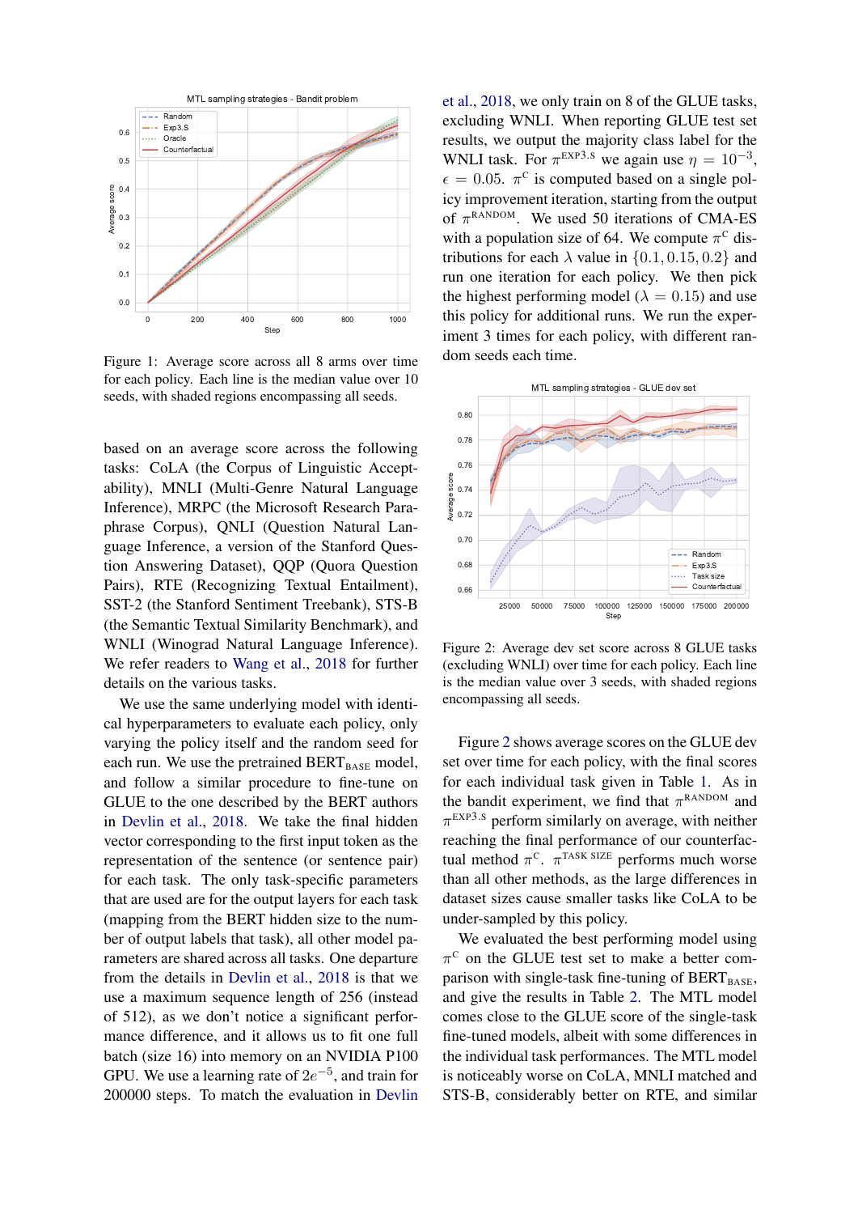Figure 1: Average score across all 8 arms over time for each policy. Each line is the median value over 10 seeds, with shaded regions encompassing all seeds.

based on an average score across the following tasks: CoLA (the Corpus of Linguistic Acceptability), MNLI (Multi-Genre Natural Language Inference), MRPC (the Microsoft Research Paraphrase Corpus), QNLI (Question Natural Language Inference, a version of the Stanford Question Answering Dataset), QQP (Quora Question Pairs), RTE (Recognizing Textual Entailment), SST-2 (the Stanford Sentiment Treebank), STS-B (the Semantic Textual Similarity Benchmark), and WNLI (Winograd Natural Language Inference). We refer readers to Wang et al., 2018 for further details on the various tasks.

We use the same underlying model with identical hyperparameters to evaluate each policy, only varying the policy itself and the random seed for each run. We use the pretrained $\text{BERT}_{\text{BASE}}$ model, and follow a similar procedure to fine-tune on GLUE to the one described by the BERT authors in Devlin et al., 2018. We take the final hidden vector corresponding to the first input token as the representation of the sentence (or sentence pair) for each task. The only task-specific parameters that are used are for the output layers for each task (mapping from the BERT hidden size to the number of output labels that task), all other model parameters are shared across all tasks. One departure from the details in Devlin et al., 2018 is that we use a maximum sequence length of 256 (instead of 512), as we don't notice a significant performance difference, and it allows us to fit one full batch (size 16) into memory on an NVIDIA P100 GPU. We use a learning rate of $2e^{-5}$, and train for 200000 steps. To match the evaluation in Devlin et al., 2018, we only train on 8 of the GLUE tasks, excluding WNLI. When reporting GLUE test set results, we output the majority class label for the WNLI task. For $\pi^{\text{EXP3.S}}$ we again use $\eta = 10^{-3}$, $\epsilon = 0.05$. $\pi^{\text{C}}$ is computed based on a single policy improvement iteration, starting from the output of $\pi^{\text{RANDOM}}$. We used 50 iterations of CMA-ES with a population size of 64. We compute $\pi^{\text{C}}$ distributions for each $\lambda$ value in $\{0.1, 0.15, 0.2\}$ and run one iteration for each policy. We then pick the highest performing model ($\lambda = 0.15$) and use this policy for additional runs. We run the experiment 3 times for each policy, with different random seeds each time.

Figure 2: Average dev set score across 8 GLUE tasks (excluding WNLI) over time for each policy. Each line is the median value over 3 seeds, with shaded regions encompassing all seeds.

Figure 2 shows average scores on the GLUE dev set over time for each policy, with the final scores for each individual task given in Table 1. As in the bandit experiment, we find that $\pi^{\text{RANDOM}}$ and $\pi^{\text{EXP3.S}}$ perform similarly on average, with neither reaching the final performance of our counterfactual method $\pi^{\text{C}}$. $\pi^{\text{TASK SIZE}}$ performs much worse than all other methods, as the large differences in dataset sizes cause smaller tasks like CoLA to be under-sampled by this policy.

We evaluated the best performing model using $\pi^{\text{C}}$ on the GLUE test set to make a better comparison with single-task fine-tuning of $\text{BERT}_{\text{BASE}}$, and give the results in Table 2. The MTL model comes close to the GLUE score of the single-task fine-tuned models, albeit with some differences in the individual task performances. The MTL model is noticeably worse on CoLA, MNLI matched and STS-B, considerably better on RTE, and similar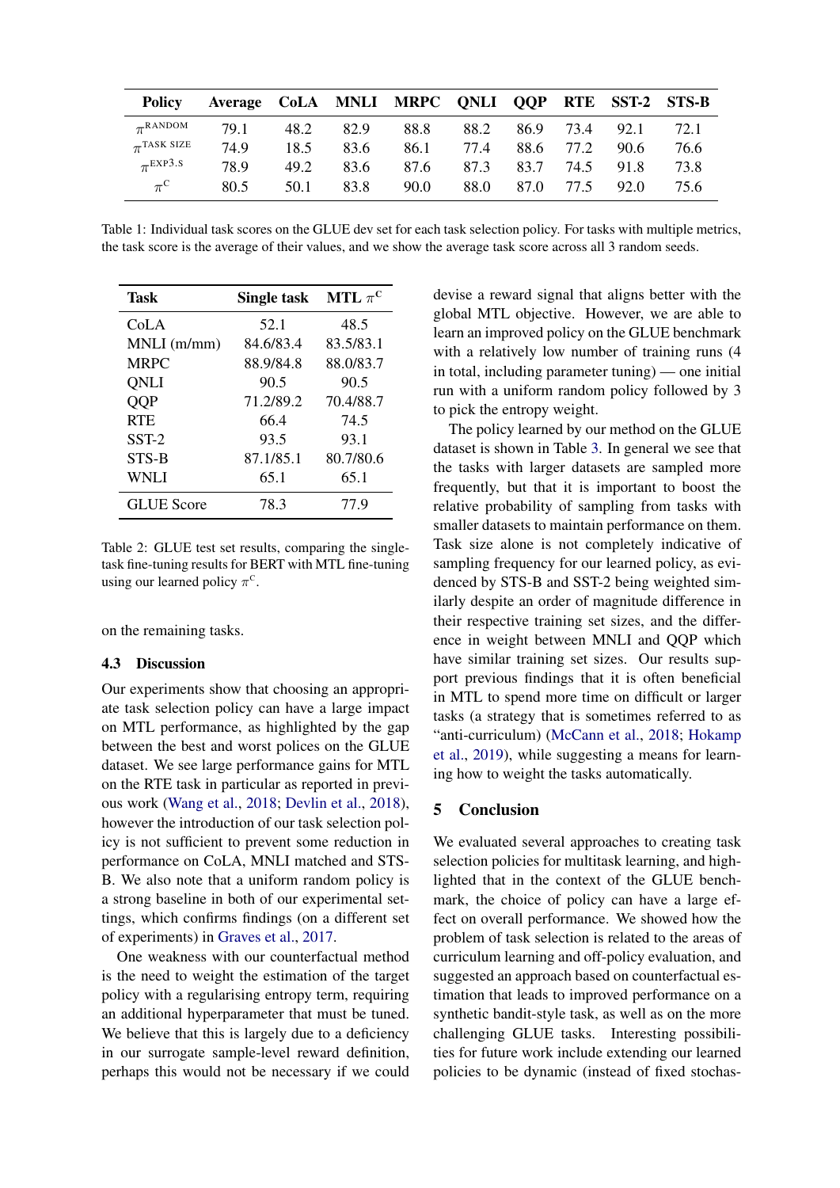| Policy | Average | CoLA | MNLI | MRPC | QNLI | QQP | RTE | SST-2 | STS-B |
|---|---|---|---|---|---|---|---|---|---|
| $\pi^{\text{RANDOM}}$ | 79.1 | 48.2 | 82.9 | 88.8 | 88.2 | 86.9 | 73.4 | 92.1 | 72.1 |
| $\pi^{\text{TASK SIZE}}$ | 74.9 | 18.5 | 83.6 | 86.1 | 77.4 | 88.6 | 77.2 | 90.6 | 76.6 |
| $\pi^{\text{EXP3.S}}$ | 78.9 | 49.2 | 83.6 | 87.6 | 87.3 | 83.7 | 74.5 | 91.8 | 73.8 |
| $\pi^{\text{C}}$ | 80.5 | 50.1 | 83.8 | 90.0 | 88.0 | 87.0 | 77.5 | 92.0 | 75.6 |

Table 1: Individual task scores on the GLUE dev set for each task selection policy. For tasks with multiple metrics, the task score is the average of their values, and we show the average task score across all 3 random seeds.

| Task | Single task | MTL $\pi^{\text{C}}$ |
|---|---|---|
| CoLA | 52.1 | 48.5 |
| MNLI (m/mm) | 84.6/83.4 | 83.5/83.1 |
| MRPC | 88.9/84.8 | 88.0/83.7 |
| QNLI | 90.5 | 90.5 |
| QQP | 71.2/89.2 | 70.4/88.7 |
| RTE | 66.4 | 74.5 |
| SST-2 | 93.5 | 93.1 |
| STS-B | 87.1/85.1 | 80.7/80.6 |
| WNLI | 65.1 | 65.1 |
| GLUE Score | 78.3 | 77.9 |

Table 2: GLUE test set results, comparing the single-task fine-tuning results for BERT with MTL fine-tuning using our learned policy $\pi^{\text{C}}$.

on the remaining tasks.

### 4.3 Discussion

Our experiments show that choosing an appropriate task selection policy can have a large impact on MTL performance, as highlighted by the gap between the best and worst polices on the GLUE dataset. We see large performance gains for MTL on the RTE task in particular as reported in previous work (Wang et al., 2018; Devlin et al., 2018), however the introduction of our task selection policy is not sufficient to prevent some reduction in performance on CoLA, MNLI matched and STS-B. We also note that a uniform random policy is a strong baseline in both of our experimental settings, which confirms findings (on a different set of experiments) in Graves et al., 2017.

One weakness with our counterfactual method is the need to weight the estimation of the target policy with a regularising entropy term, requiring an additional hyperparameter that must be tuned. We believe that this is largely due to a deficiency in our surrogate sample-level reward definition, perhaps this would not be necessary if we could devise a reward signal that aligns better with the global MTL objective. However, we are able to learn an improved policy on the GLUE benchmark with a relatively low number of training runs (4 in total, including parameter tuning) — one initial run with a uniform random policy followed by 3 to pick the entropy weight.

The policy learned by our method on the GLUE dataset is shown in Table 3. In general we see that the tasks with larger datasets are sampled more frequently, but that it is important to boost the relative probability of sampling from tasks with smaller datasets to maintain performance on them. Task size alone is not completely indicative of sampling frequency for our learned policy, as evidenced by STS-B and SST-2 being weighted similarly despite an order of magnitude difference in their respective training set sizes, and the difference in weight between MNLI and QQP which have similar training set sizes. Our results support previous findings that it is often beneficial in MTL to spend more time on difficult or larger tasks (a strategy that is sometimes referred to as "anti-curriculum) (McCann et al., 2018; Hokamp et al., 2019), while suggesting a means for learning how to weight the tasks automatically.

## 5 Conclusion

We evaluated several approaches to creating task selection policies for multitask learning, and highlighted that in the context of the GLUE benchmark, the choice of policy can have a large effect on overall performance. We showed how the problem of task selection is related to the areas of curriculum learning and off-policy evaluation, and suggested an approach based on counterfactual estimation that leads to improved performance on a synthetic bandit-style task, as well as on the more challenging GLUE tasks. Interesting possibilities for future work include extending our learned policies to be dynamic (instead of fixed stochas-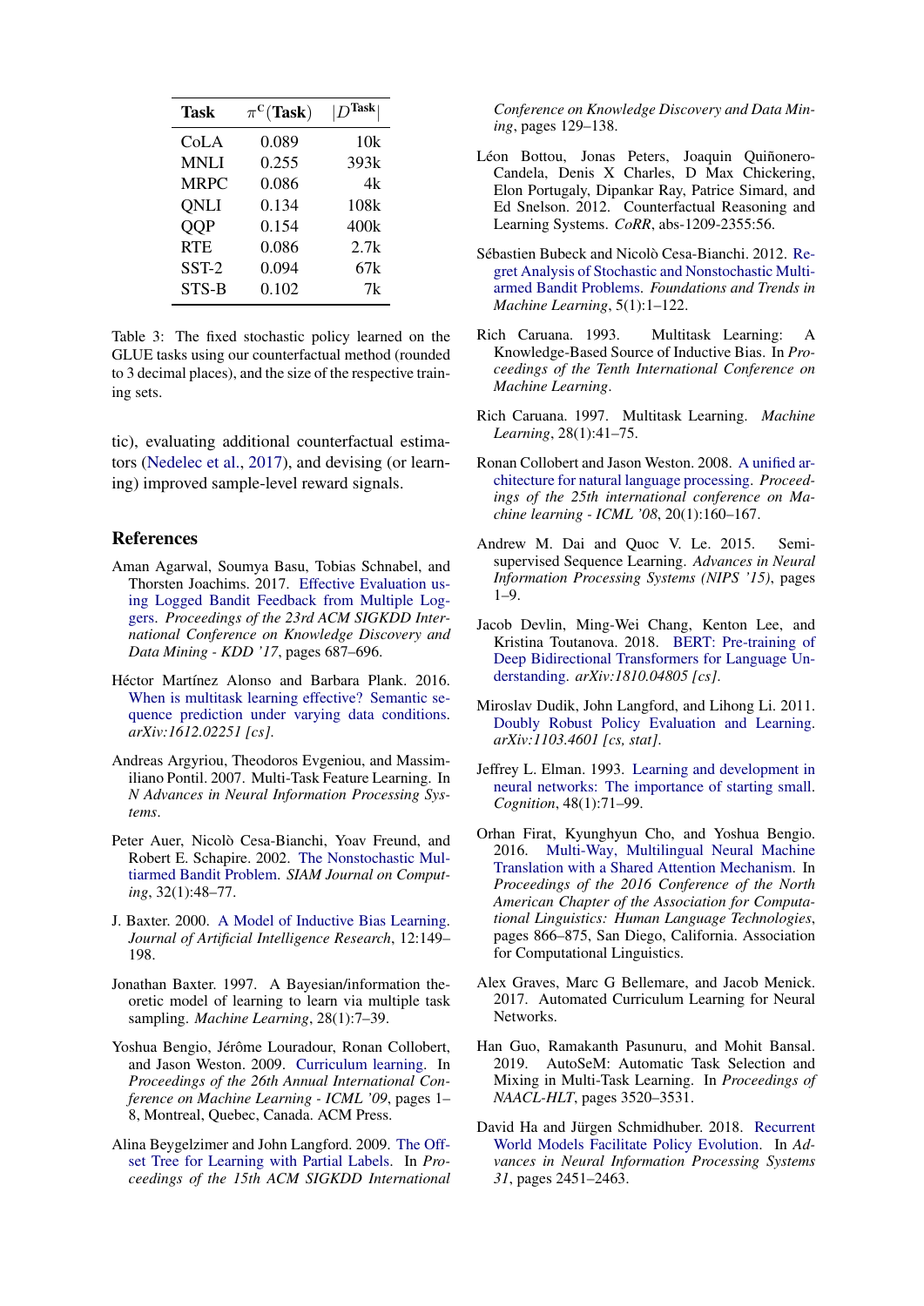| Task | $\pi^{\text{C}}$(Task) | $\lvert D^{\text{Task}} \rvert$ |
|---|---|---|
| CoLA | 0.089 | 10k |
| MNLI | 0.255 | 393k |
| MRPC | 0.086 | 4k |
| QNLI | 0.134 | 108k |
| QQP | 0.154 | 400k |
| RTE | 0.086 | 2.7k |
| SST-2 | 0.094 | 67k |
| STS-B | 0.102 | 7k |

Table 3: The fixed stochastic policy learned on the GLUE tasks using our counterfactual method (rounded to 3 decimal places), and the size of the respective training sets.

tic), evaluating additional counterfactual estimators (Nedelec et al., 2017), and devising (or learning) improved sample-level reward signals.

## References

Aman Agarwal, Soumya Basu, Tobias Schnabel, and Thorsten Joachims. 2017. Effective Evaluation using Logged Bandit Feedback from Multiple Loggers. *Proceedings of the 23rd ACM SIGKDD International Conference on Knowledge Discovery and Data Mining - KDD '17*, pages 687–696.

Héctor Martínez Alonso and Barbara Plank. 2016. When is multitask learning effective? Semantic sequence prediction under varying data conditions. *arXiv:1612.02251 [cs]*.

Andreas Argyriou, Theodoros Evgeniou, and Massimiliano Pontil. 2007. Multi-Task Feature Learning. In *N Advances in Neural Information Processing Systems*.

Peter Auer, Nicolò Cesa-Bianchi, Yoav Freund, and Robert E. Schapire. 2002. The Nonstochastic Multiarmed Bandit Problem. *SIAM Journal on Computing*, 32(1):48–77.

J. Baxter. 2000. A Model of Inductive Bias Learning. *Journal of Artificial Intelligence Research*, 12:149–198.

Jonathan Baxter. 1997. A Bayesian/information theoretic model of learning to learn via multiple task sampling. *Machine Learning*, 28(1):7–39.

Yoshua Bengio, Jérôme Louradour, Ronan Collobert, and Jason Weston. 2009. Curriculum learning. In *Proceedings of the 26th Annual International Conference on Machine Learning - ICML '09*, pages 1–8, Montreal, Quebec, Canada. ACM Press.

Alina Beygelzimer and John Langford. 2009. The Offset Tree for Learning with Partial Labels. In *Proceedings of the 15th ACM SIGKDD International Conference on Knowledge Discovery and Data Mining*, pages 129–138.

Léon Bottou, Jonas Peters, Joaquin Quiñonero-Candela, Denis X Charles, D Max Chickering, Elon Portugaly, Dipankar Ray, Patrice Simard, and Ed Snelson. 2012. Counterfactual Reasoning and Learning Systems. *CoRR*, abs-1209-2355:56.

Sébastien Bubeck and Nicolò Cesa-Bianchi. 2012. Regret Analysis of Stochastic and Nonstochastic Multi-armed Bandit Problems. *Foundations and Trends in Machine Learning*, 5(1):1–122.

Rich Caruana. 1993. Multitask Learning: A Knowledge-Based Source of Inductive Bias. In *Proceedings of the Tenth International Conference on Machine Learning*.

Rich Caruana. 1997. Multitask Learning. *Machine Learning*, 28(1):41–75.

Ronan Collobert and Jason Weston. 2008. A unified architecture for natural language processing. *Proceedings of the 25th international conference on Machine learning - ICML '08*, 20(1):160–167.

Andrew M. Dai and Quoc V. Le. 2015. Semi-supervised Sequence Learning. *Advances in Neural Information Processing Systems (NIPS '15)*, pages 1–9.

Jacob Devlin, Ming-Wei Chang, Kenton Lee, and Kristina Toutanova. 2018. BERT: Pre-training of Deep Bidirectional Transformers for Language Understanding. *arXiv:1810.04805 [cs]*.

Miroslav Dudik, John Langford, and Lihong Li. 2011. Doubly Robust Policy Evaluation and Learning. *arXiv:1103.4601 [cs, stat]*.

Jeffrey L. Elman. 1993. Learning and development in neural networks: The importance of starting small. *Cognition*, 48(1):71–99.

Orhan Firat, Kyunghyun Cho, and Yoshua Bengio. 2016. Multi-Way, Multilingual Neural Machine Translation with a Shared Attention Mechanism. In *Proceedings of the 2016 Conference of the North American Chapter of the Association for Computational Linguistics: Human Language Technologies*, pages 866–875, San Diego, California. Association for Computational Linguistics.

Alex Graves, Marc G Bellemare, and Jacob Menick. 2017. Automated Curriculum Learning for Neural Networks.

Han Guo, Ramakanth Pasunuru, and Mohit Bansal. 2019. AutoSeM: Automatic Task Selection and Mixing in Multi-Task Learning. In *Proceedings of NAACL-HLT*, pages 3520–3531.

David Ha and Jürgen Schmidhuber. 2018. Recurrent World Models Facilitate Policy Evolution. In *Advances in Neural Information Processing Systems 31*, pages 2451–2463.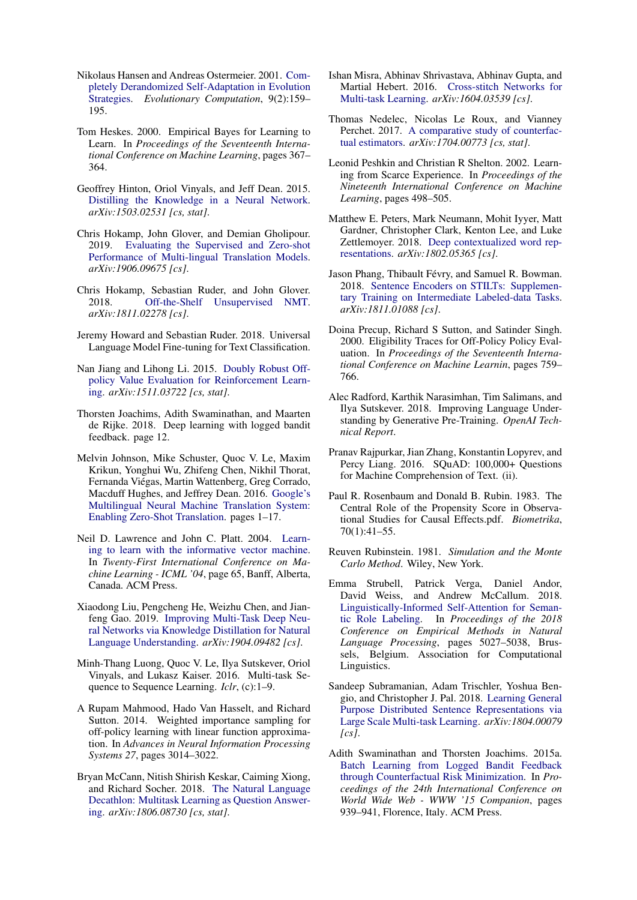Nikolaus Hansen and Andreas Ostermeier. 2001. Completely Derandomized Self-Adaptation in Evolution Strategies. *Evolutionary Computation*, 9(2):159–195.

Tom Heskes. 2000. Empirical Bayes for Learning to Learn. In *Proceedings of the Seventeenth International Conference on Machine Learning*, pages 367–364.

Geoffrey Hinton, Oriol Vinyals, and Jeff Dean. 2015. Distilling the Knowledge in a Neural Network. *arXiv:1503.02531 [cs, stat]*.

Chris Hokamp, John Glover, and Demian Gholipour. 2019. Evaluating the Supervised and Zero-shot Performance of Multi-lingual Translation Models. *arXiv:1906.09675 [cs]*.

Chris Hokamp, Sebastian Ruder, and John Glover. 2018. Off-the-Shelf Unsupervised NMT. *arXiv:1811.02278 [cs]*.

Jeremy Howard and Sebastian Ruder. 2018. Universal Language Model Fine-tuning for Text Classification.

Nan Jiang and Lihong Li. 2015. Doubly Robust Off-policy Value Evaluation for Reinforcement Learning. *arXiv:1511.03722 [cs, stat]*.

Thorsten Joachims, Adith Swaminathan, and Maarten de Rijke. 2018. Deep learning with logged bandit feedback. page 12.

Melvin Johnson, Mike Schuster, Quoc V. Le, Maxim Krikun, Yonghui Wu, Zhifeng Chen, Nikhil Thorat, Fernanda Viégas, Martin Wattenberg, Greg Corrado, Macduff Hughes, and Jeffrey Dean. 2016. Google's Multilingual Neural Machine Translation System: Enabling Zero-Shot Translation. pages 1–17.

Neil D. Lawrence and John C. Platt. 2004. Learning to learn with the informative vector machine. In *Twenty-First International Conference on Machine Learning - ICML '04*, page 65, Banff, Alberta, Canada. ACM Press.

Xiaodong Liu, Pengcheng He, Weizhu Chen, and Jianfeng Gao. 2019. Improving Multi-Task Deep Neural Networks via Knowledge Distillation for Natural Language Understanding. *arXiv:1904.09482 [cs]*.

Minh-Thang Luong, Quoc V. Le, Ilya Sutskever, Oriol Vinyals, and Lukasz Kaiser. 2016. Multi-task Sequence to Sequence Learning. *Iclr*, (c):1–9.

A Rupam Mahmood, Hado Van Hasselt, and Richard Sutton. 2014. Weighted importance sampling for off-policy learning with linear function approximation. In *Advances in Neural Information Processing Systems 27*, pages 3014–3022.

Bryan McCann, Nitish Shirish Keskar, Caiming Xiong, and Richard Socher. 2018. The Natural Language Decathlon: Multitask Learning as Question Answering. *arXiv:1806.08730 [cs, stat]*.

Ishan Misra, Abhinav Shrivastava, Abhinav Gupta, and Martial Hebert. 2016. Cross-stitch Networks for Multi-task Learning. *arXiv:1604.03539 [cs]*.

Thomas Nedelec, Nicolas Le Roux, and Vianney Perchet. 2017. A comparative study of counterfactual estimators. *arXiv:1704.00773 [cs, stat]*.

Leonid Peshkin and Christian R Shelton. 2002. Learning from Scarce Experience. In *Proceedings of the Nineteenth International Conference on Machine Learning*, pages 498–505.

Matthew E. Peters, Mark Neumann, Mohit Iyyer, Matt Gardner, Christopher Clark, Kenton Lee, and Luke Zettlemoyer. 2018. Deep contextualized word representations. *arXiv:1802.05365 [cs]*.

Jason Phang, Thibault Févry, and Samuel R. Bowman. 2018. Sentence Encoders on STILTs: Supplementary Training on Intermediate Labeled-data Tasks. *arXiv:1811.01088 [cs]*.

Doina Precup, Richard S Sutton, and Satinder Singh. 2000. Eligibility Traces for Off-Policy Policy Evaluation. In *Proceedings of the Seventeenth International Conference on Machine Learnin*, pages 759–766.

Alec Radford, Karthik Narasimhan, Tim Salimans, and Ilya Sutskever. 2018. Improving Language Understanding by Generative Pre-Training. *OpenAI Technical Report*.

Pranav Rajpurkar, Jian Zhang, Konstantin Lopyrev, and Percy Liang. 2016. SQuAD: 100,000+ Questions for Machine Comprehension of Text. (ii).

Paul R. Rosenbaum and Donald B. Rubin. 1983. The Central Role of the Propensity Score in Observational Studies for Causal Effects.pdf. *Biometrika*, 70(1):41–55.

Reuven Rubinstein. 1981. *Simulation and the Monte Carlo Method*. Wiley, New York.

Emma Strubell, Patrick Verga, Daniel Andor, David Weiss, and Andrew McCallum. 2018. Linguistically-Informed Self-Attention for Semantic Role Labeling. In *Proceedings of the 2018 Conference on Empirical Methods in Natural Language Processing*, pages 5027–5038, Brussels, Belgium. Association for Computational Linguistics.

Sandeep Subramanian, Adam Trischler, Yoshua Bengio, and Christopher J. Pal. 2018. Learning General Purpose Distributed Sentence Representations via Large Scale Multi-task Learning. *arXiv:1804.00079 [cs]*.

Adith Swaminathan and Thorsten Joachims. 2015a. Batch Learning from Logged Bandit Feedback through Counterfactual Risk Minimization. In *Proceedings of the 24th International Conference on World Wide Web - WWW '15 Companion*, pages 939–941, Florence, Italy. ACM Press.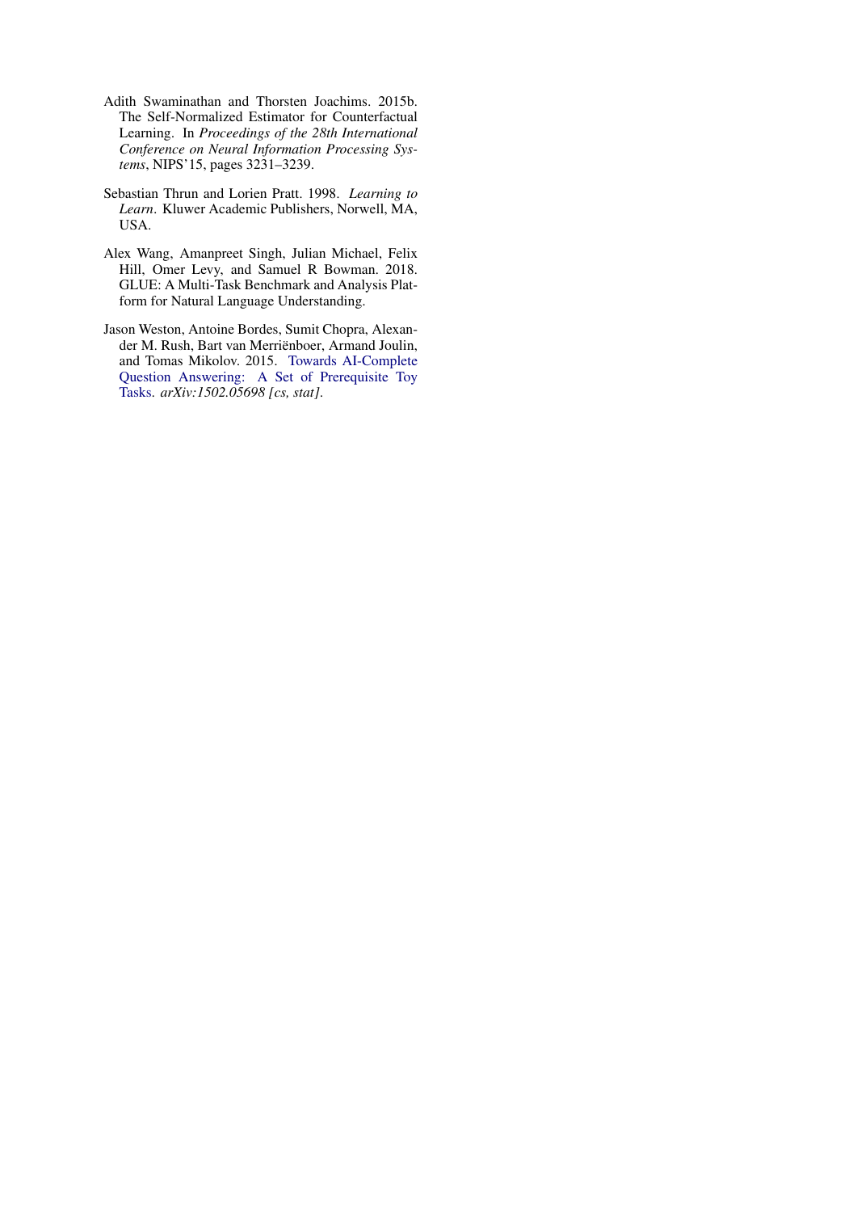Adith Swaminathan and Thorsten Joachims. 2015b. The Self-Normalized Estimator for Counterfactual Learning. In *Proceedings of the 28th International Conference on Neural Information Processing Systems*, NIPS'15, pages 3231–3239.

Sebastian Thrun and Lorien Pratt. 1998. *Learning to Learn*. Kluwer Academic Publishers, Norwell, MA, USA.

Alex Wang, Amanpreet Singh, Julian Michael, Felix Hill, Omer Levy, and Samuel R Bowman. 2018. GLUE: A Multi-Task Benchmark and Analysis Platform for Natural Language Understanding.

Jason Weston, Antoine Bordes, Sumit Chopra, Alexander M. Rush, Bart van Merriënboer, Armand Joulin, and Tomas Mikolov. 2015. Towards AI-Complete Question Answering: A Set of Prerequisite Toy Tasks. *arXiv:1502.05698 [cs, stat]*.